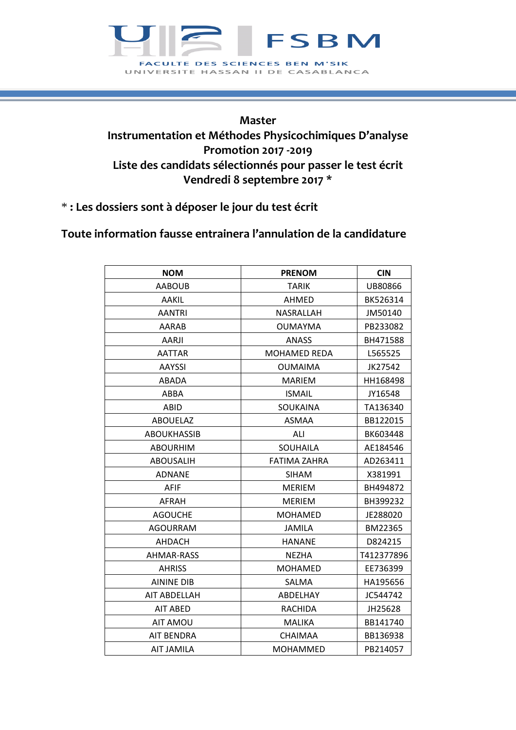FSBM

FACULTE DES SCIENCES BEN M'SIK

UNIVERSITE HASSAN II DE CASABLANCA

**Master**

**Instrumentation et Méthodes Physicochimiques D'analyse**

**Promotion 2017 -2019**

**Liste des candidats sélectionnés pour passer le test écrit**

**Vendredi 8 septembre 2017 ***

*** : Les dossiers sont à déposer le jour du test écrit**

**Toute information fausse entrainera l'annulation de la candidature**

| NOM | PRENOM | CIN |
|---|---|---|
| AABOUB | TARIK | UB80866 |
| AAKIL | AHMED | BK526314 |
| AANTRI | NASRALLAH | JM50140 |
| AARAB | OUMAYMA | PB233082 |
| AARJI | ANASS | BH471588 |
| AATTAR | MOHAMED REDA | L565525 |
| AAYSSI | OUMAIMA | JK27542 |
| ABADA | MARIEM | HH168498 |
| ABBA | ISMAIL | JY16548 |
| ABID | SOUKAINA | TA136340 |
| ABOUELAZ | ASMAA | BB122015 |
| ABOUKHASSIB | ALI | BK603448 |
| ABOURHIM | SOUHAILA | AE184546 |
| ABOUSALIH | FATIMA ZAHRA | AD263411 |
| ADNANE | SIHAM | X381991 |
| AFIF | MERIEM | BH494872 |
| AFRAH | MERIEM | BH399232 |
| AGOUCHE | MOHAMED | JE288020 |
| AGOURRAM | JAMILA | BM22365 |
| AHDACH | HANANE | D824215 |
| AHMAR-RASS | NEZHA | T412377896 |
| AHRISS | MOHAMED | EE736399 |
| AININE DIB | SALMA | HA195656 |
| AIT ABDELLAH | ABDELHAY | JC544742 |
| AIT ABED | RACHIDA | JH25628 |
| AIT AMOU | MALIKA | BB141740 |
| AIT BENDRA | CHAIMAA | BB136938 |
| AIT JAMILA | MOHAMMED | PB214057 |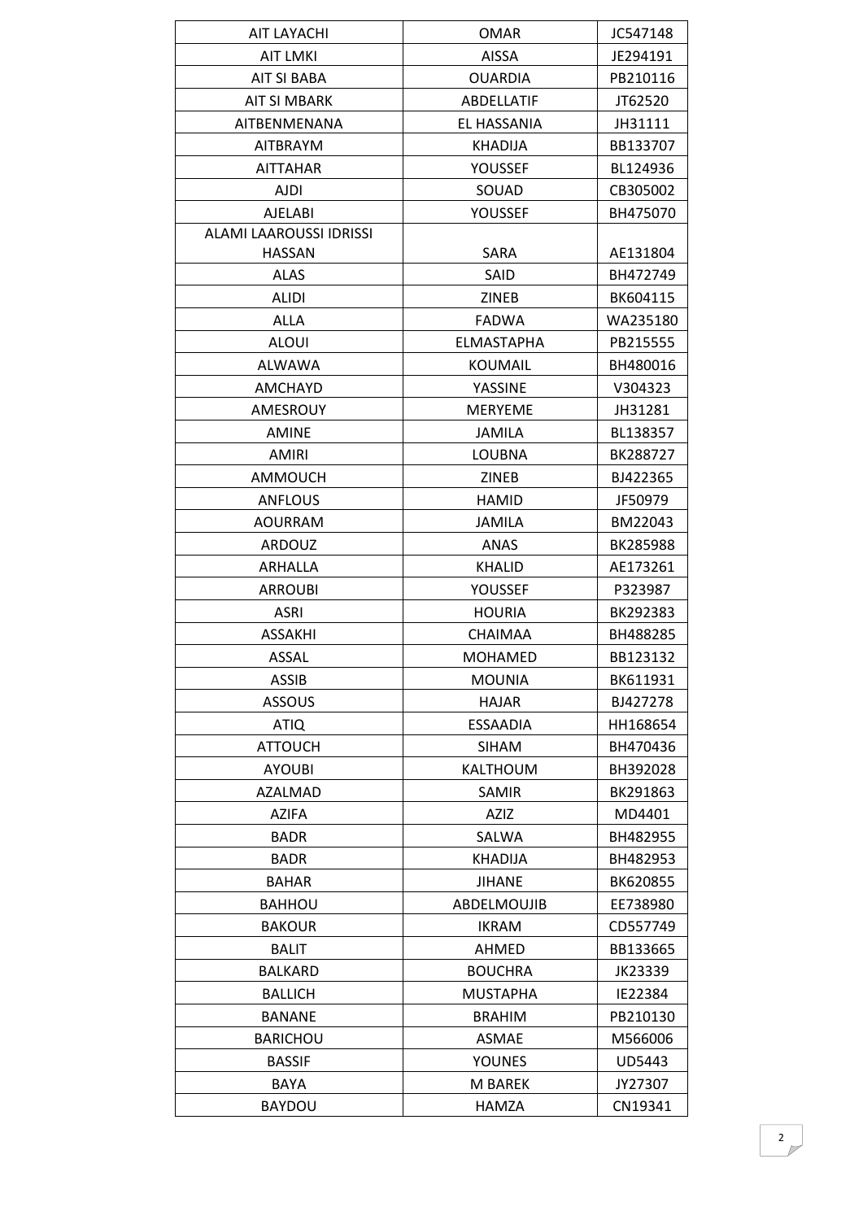| AIT LAYACHI | OMAR | JC547148 |
|---|---|---|
| AIT LMKI | AISSA | JE294191 |
| AIT SI BABA | OUARDIA | PB210116 |
| AIT SI MBARK | ABDELLATIF | JT62520 |
| AITBENMENANA | EL HASSANIA | JH31111 |
| AITBRAYM | KHADIJA | BB133707 |
| AITTAHAR | YOUSSEF | BL124936 |
| AJDI | SOUAD | CB305002 |
| AJELABI | YOUSSEF | BH475070 |
| ALAMI LAAROUSSI IDRISSI HASSAN | SARA | AE131804 |
| ALAS | SAID | BH472749 |
| ALIDI | ZINEB | BK604115 |
| ALLA | FADWA | WA235180 |
| ALOUI | ELMASTAPHA | PB215555 |
| ALWAWA | KOUMAIL | BH480016 |
| AMCHAYD | YASSINE | V304323 |
| AMESROUY | MERYEME | JH31281 |
| AMINE | JAMILA | BL138357 |
| AMIRI | LOUBNA | BK288727 |
| AMMOUCH | ZINEB | BJ422365 |
| ANFLOUS | HAMID | JF50979 |
| AOURRAM | JAMILA | BM22043 |
| ARDOUZ | ANAS | BK285988 |
| ARHALLA | KHALID | AE173261 |
| ARROUBI | YOUSSEF | P323987 |
| ASRI | HOURIA | BK292383 |
| ASSAKHI | CHAIMAA | BH488285 |
| ASSAL | MOHAMED | BB123132 |
| ASSIB | MOUNIA | BK611931 |
| ASSOUS | HAJAR | BJ427278 |
| ATIQ | ESSAADIA | HH168654 |
| ATTOUCH | SIHAM | BH470436 |
| AYOUBI | KALTHOUM | BH392028 |
| AZALMAD | SAMIR | BK291863 |
| AZIFA | AZIZ | MD4401 |
| BADR | SALWA | BH482955 |
| BADR | KHADIJA | BH482953 |
| BAHAR | JIHANE | BK620855 |
| BAHHOU | ABDELMOUJIB | EE738980 |
| BAKOUR | IKRAM | CD557749 |
| BALIT | AHMED | BB133665 |
| BALKARD | BOUCHRA | JK23339 |
| BALLICH | MUSTAPHA | IE22384 |
| BANANE | BRAHIM | PB210130 |
| BARICHOU | ASMAE | M566006 |
| BASSIF | YOUNES | UD5443 |
| BAYA | M BAREK | JY27307 |
| BAYDOU | HAMZA | CN19341 |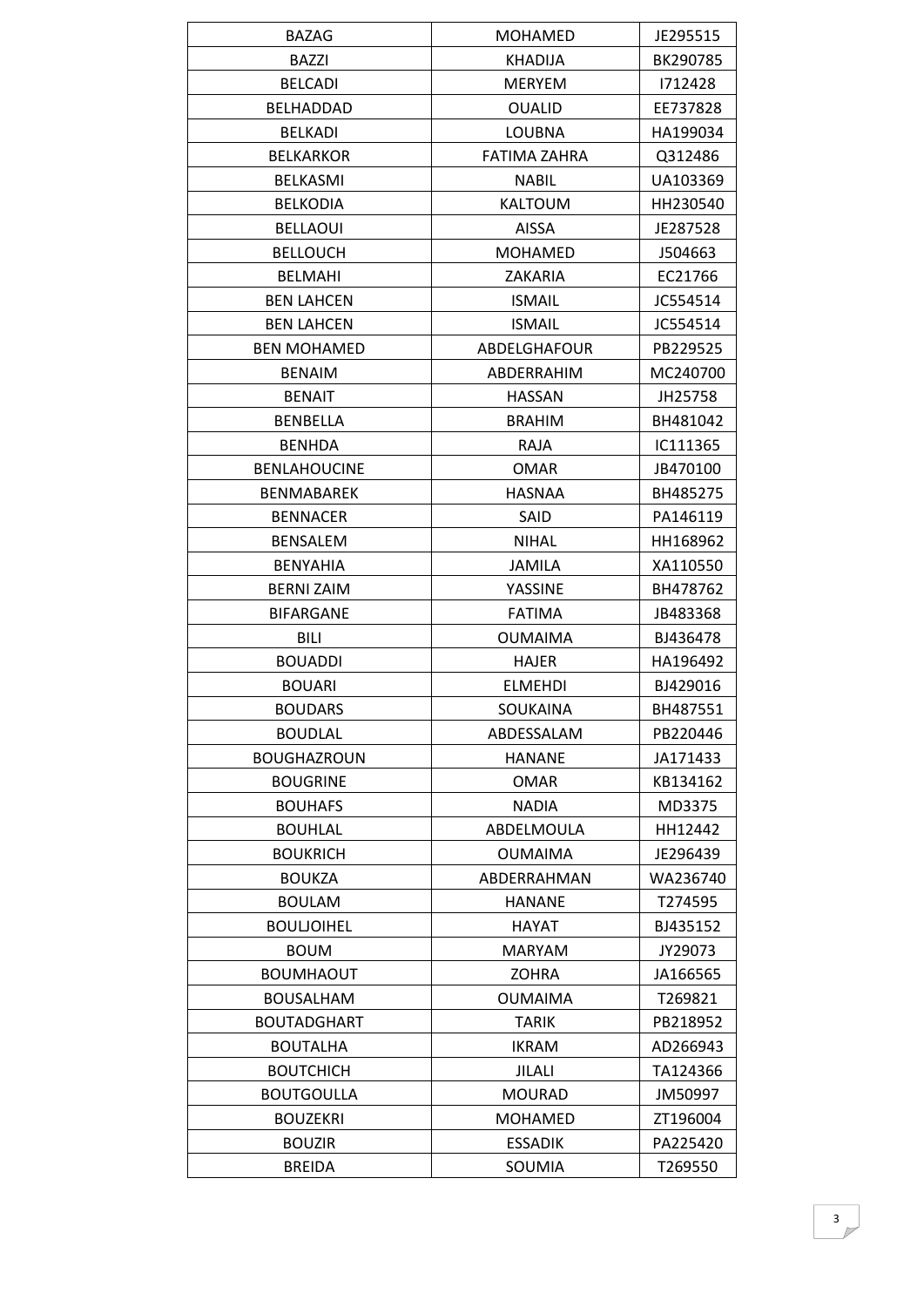| BAZAG | MOHAMED | JE295515 |
|---|---|---|
| BAZZI | KHADIJA | BK290785 |
| BELCADI | MERYEM | I712428 |
| BELHADDAD | OUALID | EE737828 |
| BELKADI | LOUBNA | HA199034 |
| BELKARKOR | FATIMA ZAHRA | Q312486 |
| BELKASMI | NABIL | UA103369 |
| BELKODIA | KALTOUM | HH230540 |
| BELLAOUI | AISSA | JE287528 |
| BELLOUCH | MOHAMED | J504663 |
| BELMAHI | ZAKARIA | EC21766 |
| BEN LAHCEN | ISMAIL | JC554514 |
| BEN LAHCEN | ISMAIL | JC554514 |
| BEN MOHAMED | ABDELGHAFOUR | PB229525 |
| BENAIM | ABDERRAHIM | MC240700 |
| BENAIT | HASSAN | JH25758 |
| BENBELLA | BRAHIM | BH481042 |
| BENHDA | RAJA | IC111365 |
| BENLAHOUCINE | OMAR | JB470100 |
| BENMABAREK | HASNAA | BH485275 |
| BENNACER | SAID | PA146119 |
| BENSALEM | NIHAL | HH168962 |
| BENYAHIA | JAMILA | XA110550 |
| BERNI ZAIM | YASSINE | BH478762 |
| BIFARGANE | FATIMA | JB483368 |
| BILI | OUMAIMA | BJ436478 |
| BOUADDI | HAJER | HA196492 |
| BOUARI | ELMEHDI | BJ429016 |
| BOUDARS | SOUKAINA | BH487551 |
| BOUDLAL | ABDESSALAM | PB220446 |
| BOUGHAZROUN | HANANE | JA171433 |
| BOUGRINE | OMAR | KB134162 |
| BOUHAFS | NADIA | MD3375 |
| BOUHLAL | ABDELMOULA | HH12442 |
| BOUKRICH | OUMAIMA | JE296439 |
| BOUKZA | ABDERRAHMAN | WA236740 |
| BOULAM | HANANE | T274595 |
| BOULJOIHEL | HAYAT | BJ435152 |
| BOUM | MARYAM | JY29073 |
| BOUMHAOUT | ZOHRA | JA166565 |
| BOUSALHAM | OUMAIMA | T269821 |
| BOUTADGHART | TARIK | PB218952 |
| BOUTALHA | IKRAM | AD266943 |
| BOUTCHICH | JILALI | TA124366 |
| BOUTGOULLA | MOURAD | JM50997 |
| BOUZEKRI | MOHAMED | ZT196004 |
| BOUZIR | ESSADIK | PA225420 |
| BREIDA | SOUMIA | T269550 |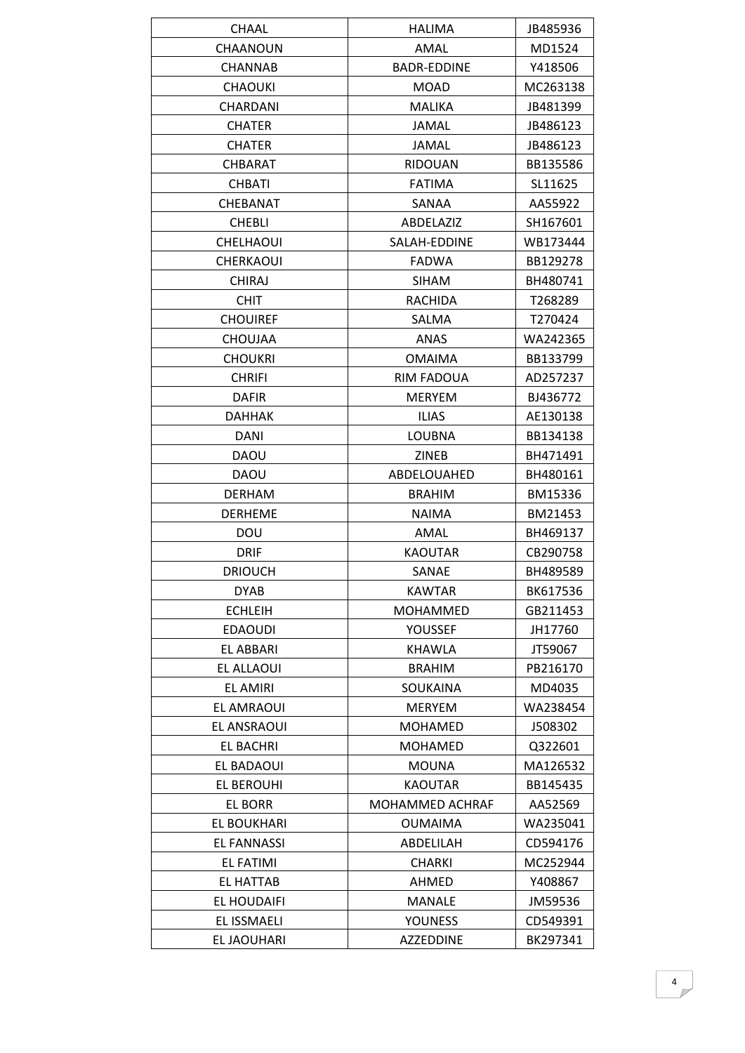| CHAAL | HALIMA | JB485936 |
|---|---|---|
| CHAANOUN | AMAL | MD1524 |
| CHANNAB | BADR-EDDINE | Y418506 |
| CHAOUKI | MOAD | MC263138 |
| CHARDANI | MALIKA | JB481399 |
| CHATER | JAMAL | JB486123 |
| CHATER | JAMAL | JB486123 |
| CHBARAT | RIDOUAN | BB135586 |
| CHBATI | FATIMA | SL11625 |
| CHEBANAT | SANAA | AA55922 |
| CHEBLI | ABDELAZIZ | SH167601 |
| CHELHAOUI | SALAH-EDDINE | WB173444 |
| CHERKAOUI | FADWA | BB129278 |
| CHIRAJ | SIHAM | BH480741 |
| CHIT | RACHIDA | T268289 |
| CHOUIREF | SALMA | T270424 |
| CHOUJAA | ANAS | WA242365 |
| CHOUKRI | OMAIMA | BB133799 |
| CHRIFI | RIM FADOUA | AD257237 |
| DAFIR | MERYEM | BJ436772 |
| DAHHAK | ILIAS | AE130138 |
| DANI | LOUBNA | BB134138 |
| DAOU | ZINEB | BH471491 |
| DAOU | ABDELOUAHED | BH480161 |
| DERHAM | BRAHIM | BM15336 |
| DERHEME | NAIMA | BM21453 |
| DOU | AMAL | BH469137 |
| DRIF | KAOUTAR | CB290758 |
| DRIOUCH | SANAE | BH489589 |
| DYAB | KAWTAR | BK617536 |
| ECHLEIH | MOHAMMED | GB211453 |
| EDAOUDI | YOUSSEF | JH17760 |
| EL ABBARI | KHAWLA | JT59067 |
| EL ALLAOUI | BRAHIM | PB216170 |
| EL AMIRI | SOUKAINA | MD4035 |
| EL AMRAOUI | MERYEM | WA238454 |
| EL ANSRAOUI | MOHAMED | J508302 |
| EL BACHRI | MOHAMED | Q322601 |
| EL BADAOUI | MOUNA | MA126532 |
| EL BEROUHI | KAOUTAR | BB145435 |
| EL BORR | MOHAMMED ACHRAF | AA52569 |
| EL BOUKHARI | OUMAIMA | WA235041 |
| EL FANNASSI | ABDELILAH | CD594176 |
| EL FATIMI | CHARKI | MC252944 |
| EL HATTAB | AHMED | Y408867 |
| EL HOUDAIFI | MANALE | JM59536 |
| EL ISSMAELI | YOUNESS | CD549391 |
| EL JAOUHARI | AZZEDDINE | BK297341 |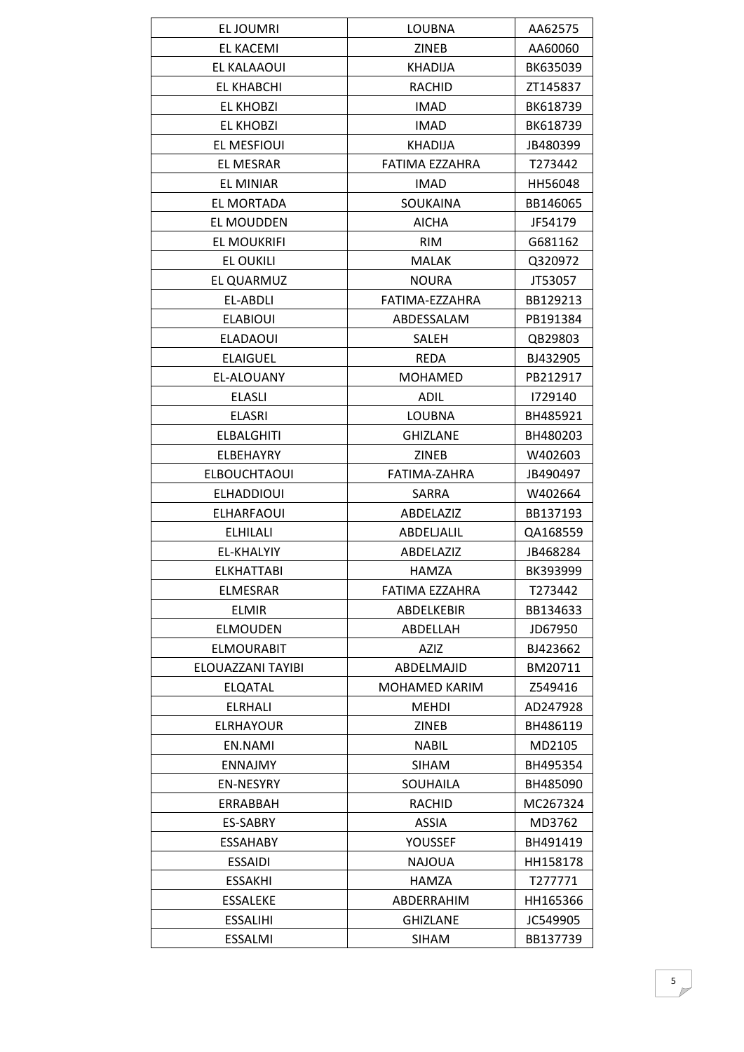| EL JOUMRI | LOUBNA | AA62575 |
|---|---|---|
| EL KACEMI | ZINEB | AA60060 |
| EL KALAAOUI | KHADIJA | BK635039 |
| EL KHABCHI | RACHID | ZT145837 |
| EL KHOBZI | IMAD | BK618739 |
| EL KHOBZI | IMAD | BK618739 |
| EL MESFIOUI | KHADIJA | JB480399 |
| EL MESRAR | FATIMA EZZAHRA | T273442 |
| EL MINIAR | IMAD | HH56048 |
| EL MORTADA | SOUKAINA | BB146065 |
| EL MOUDDEN | AICHA | JF54179 |
| EL MOUKRIFI | RIM | G681162 |
| EL OUKILI | MALAK | Q320972 |
| EL QUARMUZ | NOURA | JT53057 |
| EL-ABDLI | FATIMA-EZZAHRA | BB129213 |
| ELABIOUI | ABDESSALAM | PB191384 |
| ELADAOUI | SALEH | QB29803 |
| ELAIGUEL | REDA | BJ432905 |
| EL-ALOUANY | MOHAMED | PB212917 |
| ELASLI | ADIL | I729140 |
| ELASRI | LOUBNA | BH485921 |
| ELBALGHITI | GHIZLANE | BH480203 |
| ELBEHAYRY | ZINEB | W402603 |
| ELBOUCHTAOUI | FATIMA-ZAHRA | JB490497 |
| ELHADDIOUI | SARRA | W402664 |
| ELHARFAOUI | ABDELAZIZ | BB137193 |
| ELHILALI | ABDELJALIL | QA168559 |
| EL-KHALYIY | ABDELAZIZ | JB468284 |
| ELKHATTABI | HAMZA | BK393999 |
| ELMESRAR | FATIMA EZZAHRA | T273442 |
| ELMIR | ABDELKEBIR | BB134633 |
| ELMOUDEN | ABDELLAH | JD67950 |
| ELMOURABIT | AZIZ | BJ423662 |
| ELOUAZZANI TAYIBI | ABDELMAJID | BM20711 |
| ELQATAL | MOHAMED KARIM | Z549416 |
| ELRHALI | MEHDI | AD247928 |
| ELRHAYOUR | ZINEB | BH486119 |
| EN.NAMI | NABIL | MD2105 |
| ENNAJMY | SIHAM | BH495354 |
| EN-NESYRY | SOUHAILA | BH485090 |
| ERRABBAH | RACHID | MC267324 |
| ES-SABRY | ASSIA | MD3762 |
| ESSAHABY | YOUSSEF | BH491419 |
| ESSAIDI | NAJOUA | HH158178 |
| ESSAKHI | HAMZA | T277771 |
| ESSALEKE | ABDERRAHIM | HH165366 |
| ESSALIHI | GHIZLANE | JC549905 |
| ESSALMI | SIHAM | BB137739 |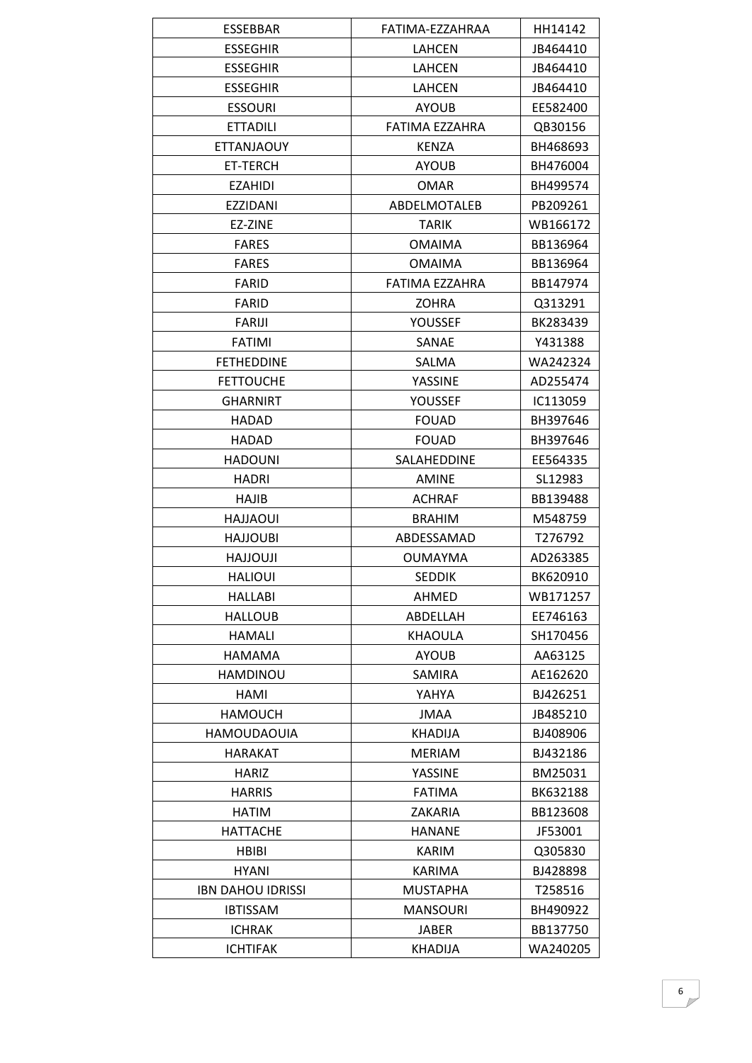| ESSEBBAR | FATIMA-EZZAHRAA | HH14142 |
|---|---|---|
| ESSEGHIR | LAHCEN | JB464410 |
| ESSEGHIR | LAHCEN | JB464410 |
| ESSEGHIR | LAHCEN | JB464410 |
| ESSOURI | AYOUB | EE582400 |
| ETTADILI | FATIMA EZZAHRA | QB30156 |
| ETTANJAOUY | KENZA | BH468693 |
| ET-TERCH | AYOUB | BH476004 |
| EZAHIDI | OMAR | BH499574 |
| EZZIDANI | ABDELMOTALEB | PB209261 |
| EZ-ZINE | TARIK | WB166172 |
| FARES | OMAIMA | BB136964 |
| FARES | OMAIMA | BB136964 |
| FARID | FATIMA EZZAHRA | BB147974 |
| FARID | ZOHRA | Q313291 |
| FARIJI | YOUSSEF | BK283439 |
| FATIMI | SANAE | Y431388 |
| FETHEDDINE | SALMA | WA242324 |
| FETTOUCHE | YASSINE | AD255474 |
| GHARNIRT | YOUSSEF | IC113059 |
| HADAD | FOUAD | BH397646 |
| HADAD | FOUAD | BH397646 |
| HADOUNI | SALAHEDDINE | EE564335 |
| HADRI | AMINE | SL12983 |
| HAJIB | ACHRAF | BB139488 |
| HAJJAOUI | BRAHIM | M548759 |
| HAJJOUBI | ABDESSAMAD | T276792 |
| HAJJOUJI | OUMAYMA | AD263385 |
| HALIOUI | SEDDIK | BK620910 |
| HALLABI | AHMED | WB171257 |
| HALLOUB | ABDELLAH | EE746163 |
| HAMALI | KHAOULA | SH170456 |
| HAMAMA | AYOUB | AA63125 |
| HAMDINOU | SAMIRA | AE162620 |
| HAMI | YAHYA | BJ426251 |
| HAMOUCH | JMAA | JB485210 |
| HAMOUDAOUIA | KHADIJA | BJ408906 |
| HARAKAT | MERIAM | BJ432186 |
| HARIZ | YASSINE | BM25031 |
| HARRIS | FATIMA | BK632188 |
| HATIM | ZAKARIA | BB123608 |
| HATTACHE | HANANE | JF53001 |
| HBIBI | KARIM | Q305830 |
| HYANI | KARIMA | BJ428898 |
| IBN DAHOU IDRISSI | MUSTAPHA | T258516 |
| IBTISSAM | MANSOURI | BH490922 |
| ICHRAK | JABER | BB137750 |
| ICHTIFAK | KHADIJA | WA240205 |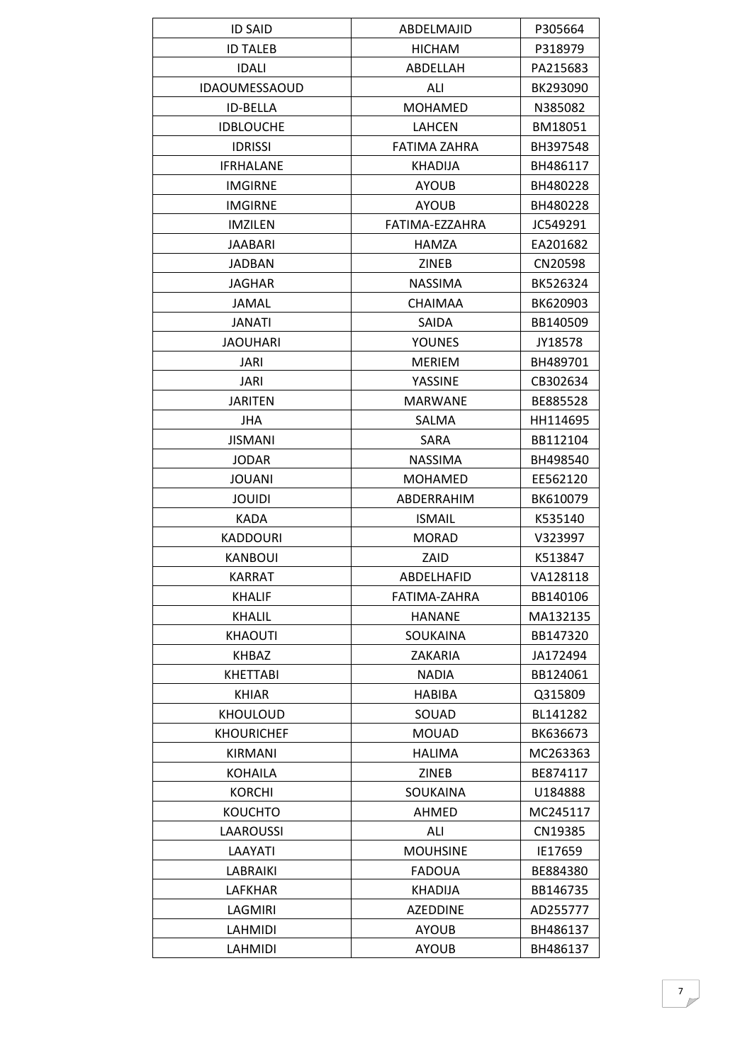| ID SAID | ABDELMAJID | P305664 |
|---|---|---|
| ID TALEB | HICHAM | P318979 |
| IDALI | ABDELLAH | PA215683 |
| IDAOUMESSAOUD | ALI | BK293090 |
| ID-BELLA | MOHAMED | N385082 |
| IDBLOUCHE | LAHCEN | BM18051 |
| IDRISSI | FATIMA ZAHRA | BH397548 |
| IFRHALANE | KHADIJA | BH486117 |
| IMGIRNE | AYOUB | BH480228 |
| IMGIRNE | AYOUB | BH480228 |
| IMZILEN | FATIMA-EZZAHRA | JC549291 |
| JAABARI | HAMZA | EA201682 |
| JADBAN | ZINEB | CN20598 |
| JAGHAR | NASSIMA | BK526324 |
| JAMAL | CHAIMAA | BK620903 |
| JANATI | SAIDA | BB140509 |
| JAOUHARI | YOUNES | JY18578 |
| JARI | MERIEM | BH489701 |
| JARI | YASSINE | CB302634 |
| JARITEN | MARWANE | BE885528 |
| JHA | SALMA | HH114695 |
| JISMANI | SARA | BB112104 |
| JODAR | NASSIMA | BH498540 |
| JOUANI | MOHAMED | EE562120 |
| JOUIDI | ABDERRAHIM | BK610079 |
| KADA | ISMAIL | K535140 |
| KADDOURI | MORAD | V323997 |
| KANBOUI | ZAID | K513847 |
| KARRAT | ABDELHAFID | VA128118 |
| KHALIF | FATIMA-ZAHRA | BB140106 |
| KHALIL | HANANE | MA132135 |
| KHAOUTI | SOUKAINA | BB147320 |
| KHBAZ | ZAKARIA | JA172494 |
| KHETTABI | NADIA | BB124061 |
| KHIAR | HABIBA | Q315809 |
| KHOULOUD | SOUAD | BL141282 |
| KHOURICHEF | MOUAD | BK636673 |
| KIRMANI | HALIMA | MC263363 |
| KOHAILA | ZINEB | BE874117 |
| KORCHI | SOUKAINA | U184888 |
| KOUCHTO | AHMED | MC245117 |
| LAAROUSSI | ALI | CN19385 |
| LAAYATI | MOUHSINE | IE17659 |
| LABRAIKI | FADOUA | BE884380 |
| LAFKHAR | KHADIJA | BB146735 |
| LAGMIRI | AZEDDINE | AD255777 |
| LAHMIDI | AYOUB | BH486137 |
| LAHMIDI | AYOUB | BH486137 |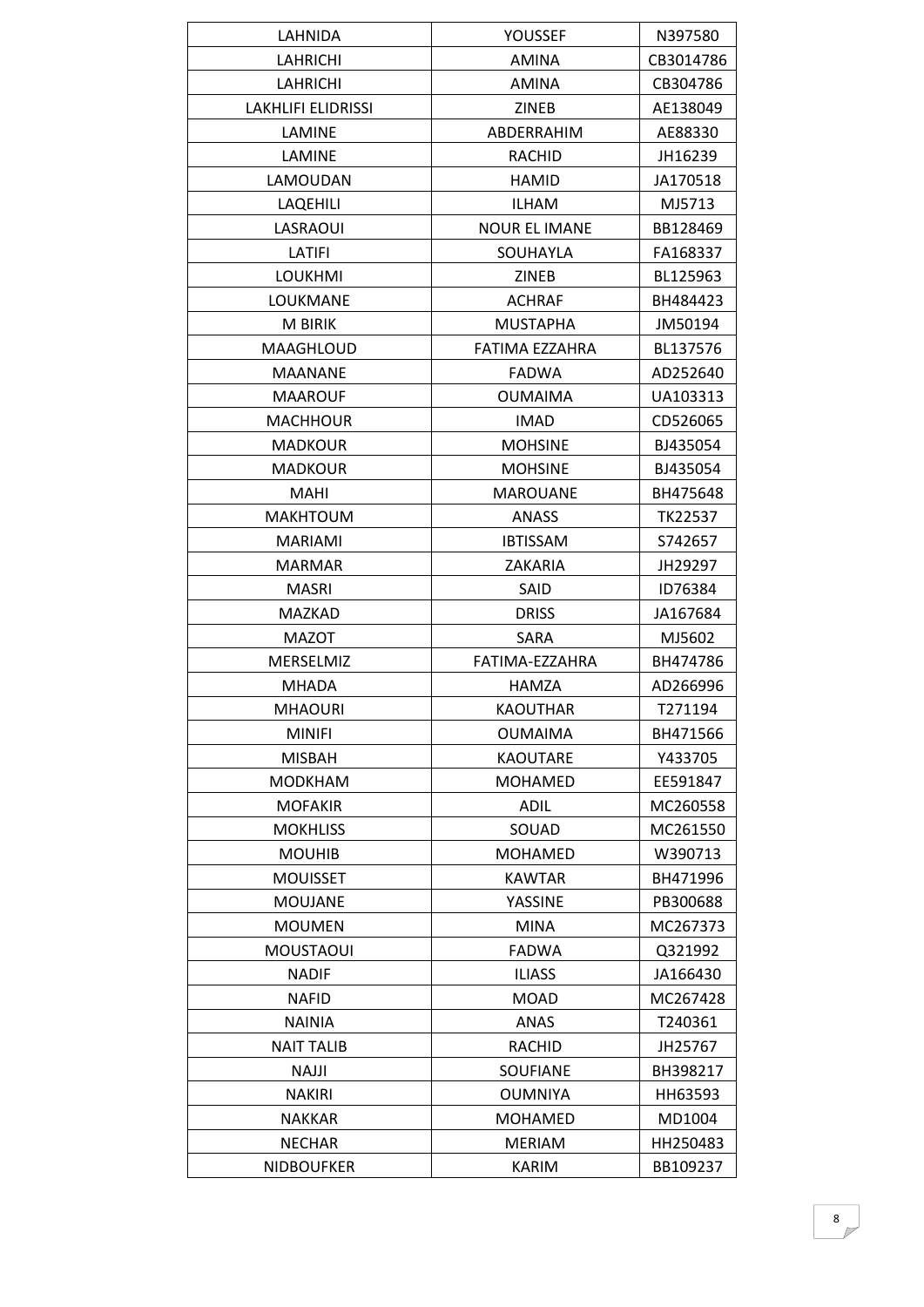| LAHNIDA | YOUSSEF | N397580 |
|---|---|---|
| LAHRICHI | AMINA | CB3014786 |
| LAHRICHI | AMINA | CB304786 |
| LAKHLIFI ELIDRISSI | ZINEB | AE138049 |
| LAMINE | ABDERRAHIM | AE88330 |
| LAMINE | RACHID | JH16239 |
| LAMOUDAN | HAMID | JA170518 |
| LAQEHILI | ILHAM | MJ5713 |
| LASRAOUI | NOUR EL IMANE | BB128469 |
| LATIFI | SOUHAYLA | FA168337 |
| LOUKHMI | ZINEB | BL125963 |
| LOUKMANE | ACHRAF | BH484423 |
| M BIRIK | MUSTAPHA | JM50194 |
| MAAGHLOUD | FATIMA EZZAHRA | BL137576 |
| MAANANE | FADWA | AD252640 |
| MAAROUF | OUMAIMA | UA103313 |
| MACHHOUR | IMAD | CD526065 |
| MADKOUR | MOHSINE | BJ435054 |
| MADKOUR | MOHSINE | BJ435054 |
| MAHI | MAROUANE | BH475648 |
| MAKHTOUM | ANASS | TK22537 |
| MARIAMI | IBTISSAM | S742657 |
| MARMAR | ZAKARIA | JH29297 |
| MASRI | SAID | ID76384 |
| MAZKAD | DRISS | JA167684 |
| MAZOT | SARA | MJ5602 |
| MERSELMIZ | FATIMA-EZZAHRA | BH474786 |
| MHADA | HAMZA | AD266996 |
| MHAOURI | KAOUTHAR | T271194 |
| MINIFI | OUMAIMA | BH471566 |
| MISBAH | KAOUTARE | Y433705 |
| MODKHAM | MOHAMED | EE591847 |
| MOFAKIR | ADIL | MC260558 |
| MOKHLISS | SOUAD | MC261550 |
| MOUHIB | MOHAMED | W390713 |
| MOUISSET | KAWTAR | BH471996 |
| MOUJANE | YASSINE | PB300688 |
| MOUMEN | MINA | MC267373 |
| MOUSTAOUI | FADWA | Q321992 |
| NADIF | ILIASS | JA166430 |
| NAFID | MOAD | MC267428 |
| NAINIA | ANAS | T240361 |
| NAIT TALIB | RACHID | JH25767 |
| NAJJI | SOUFIANE | BH398217 |
| NAKIRI | OUMNIYA | HH63593 |
| NAKKAR | MOHAMED | MD1004 |
| NECHAR | MERIAM | HH250483 |
| NIDBOUFKER | KARIM | BB109237 |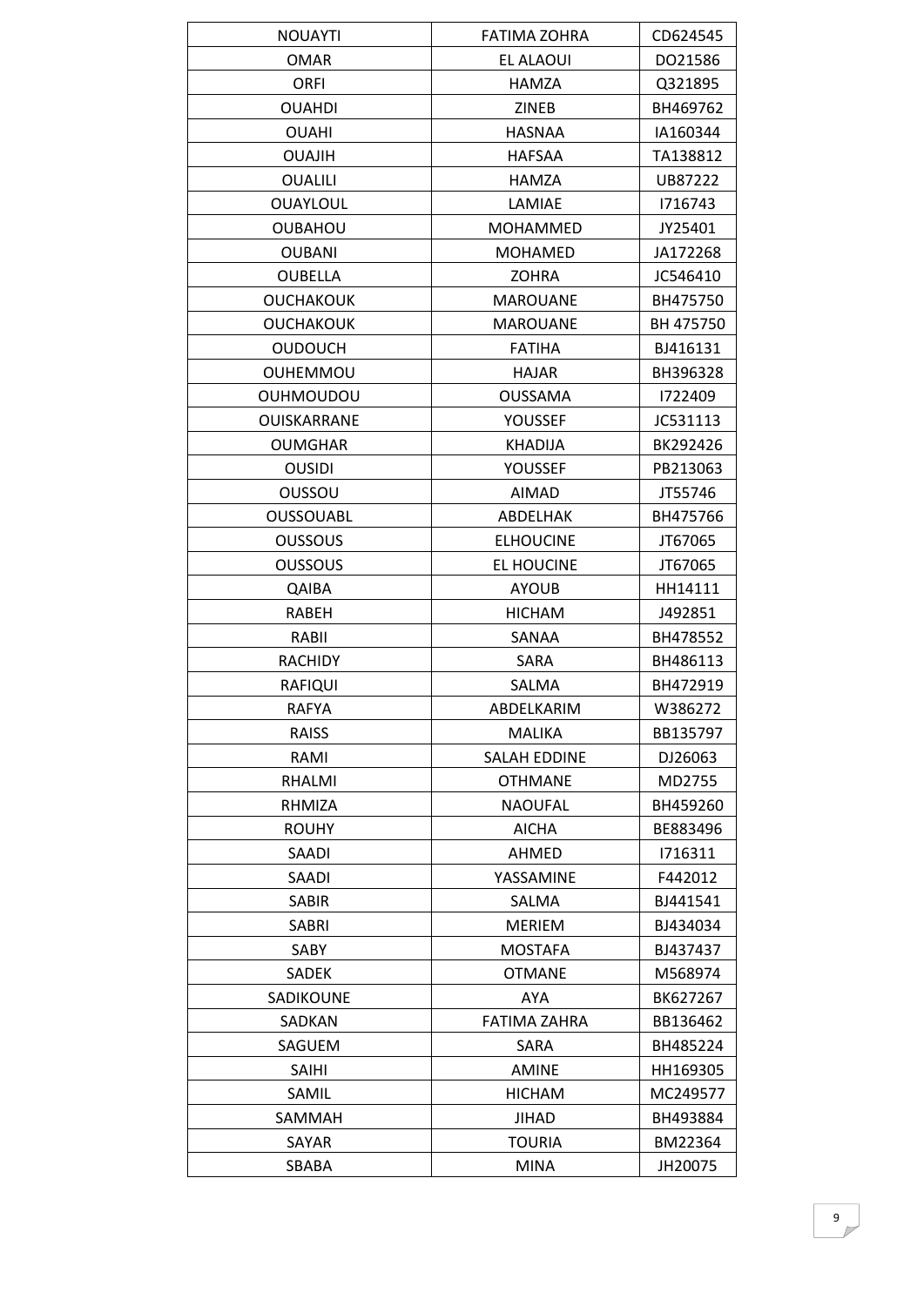| NOUAYTI | FATIMA ZOHRA | CD624545 |
|---|---|---|
| OMAR | EL ALAOUI | DO21586 |
| ORFI | HAMZA | Q321895 |
| OUAHDI | ZINEB | BH469762 |
| OUAHI | HASNAA | IA160344 |
| OUAJIH | HAFSAA | TA138812 |
| OUALILI | HAMZA | UB87222 |
| OUAYLOUL | LAMIAE | I716743 |
| OUBAHOU | MOHAMMED | JY25401 |
| OUBANI | MOHAMED | JA172268 |
| OUBELLA | ZOHRA | JC546410 |
| OUCHAKOUK | MAROUANE | BH475750 |
| OUCHAKOUK | MAROUANE | BH 475750 |
| OUDOUCH | FATIHA | BJ416131 |
| OUHEMMOU | HAJAR | BH396328 |
| OUHMOUDOU | OUSSAMA | I722409 |
| OUISKARRANE | YOUSSEF | JC531113 |
| OUMGHAR | KHADIJA | BK292426 |
| OUSIDI | YOUSSEF | PB213063 |
| OUSSOU | AIMAD | JT55746 |
| OUSSOUABL | ABDELHAK | BH475766 |
| OUSSOUS | ELHOUCINE | JT67065 |
| OUSSOUS | EL HOUCINE | JT67065 |
| QAIBA | AYOUB | HH14111 |
| RABEH | HICHAM | J492851 |
| RABII | SANAA | BH478552 |
| RACHIDY | SARA | BH486113 |
| RAFIQUI | SALMA | BH472919 |
| RAFYA | ABDELKARIM | W386272 |
| RAISS | MALIKA | BB135797 |
| RAMI | SALAH EDDINE | DJ26063 |
| RHALMI | OTHMANE | MD2755 |
| RHMIZA | NAOUFAL | BH459260 |
| ROUHY | AICHA | BE883496 |
| SAADI | AHMED | I716311 |
| SAADI | YASSAMINE | F442012 |
| SABIR | SALMA | BJ441541 |
| SABRI | MERIEM | BJ434034 |
| SABY | MOSTAFA | BJ437437 |
| SADEK | OTMANE | M568974 |
| SADIKOUNE | AYA | BK627267 |
| SADKAN | FATIMA ZAHRA | BB136462 |
| SAGUEM | SARA | BH485224 |
| SAIHI | AMINE | HH169305 |
| SAMIL | HICHAM | MC249577 |
| SAMMAH | JIHAD | BH493884 |
| SAYAR | TOURIA | BM22364 |
| SBABA | MINA | JH20075 |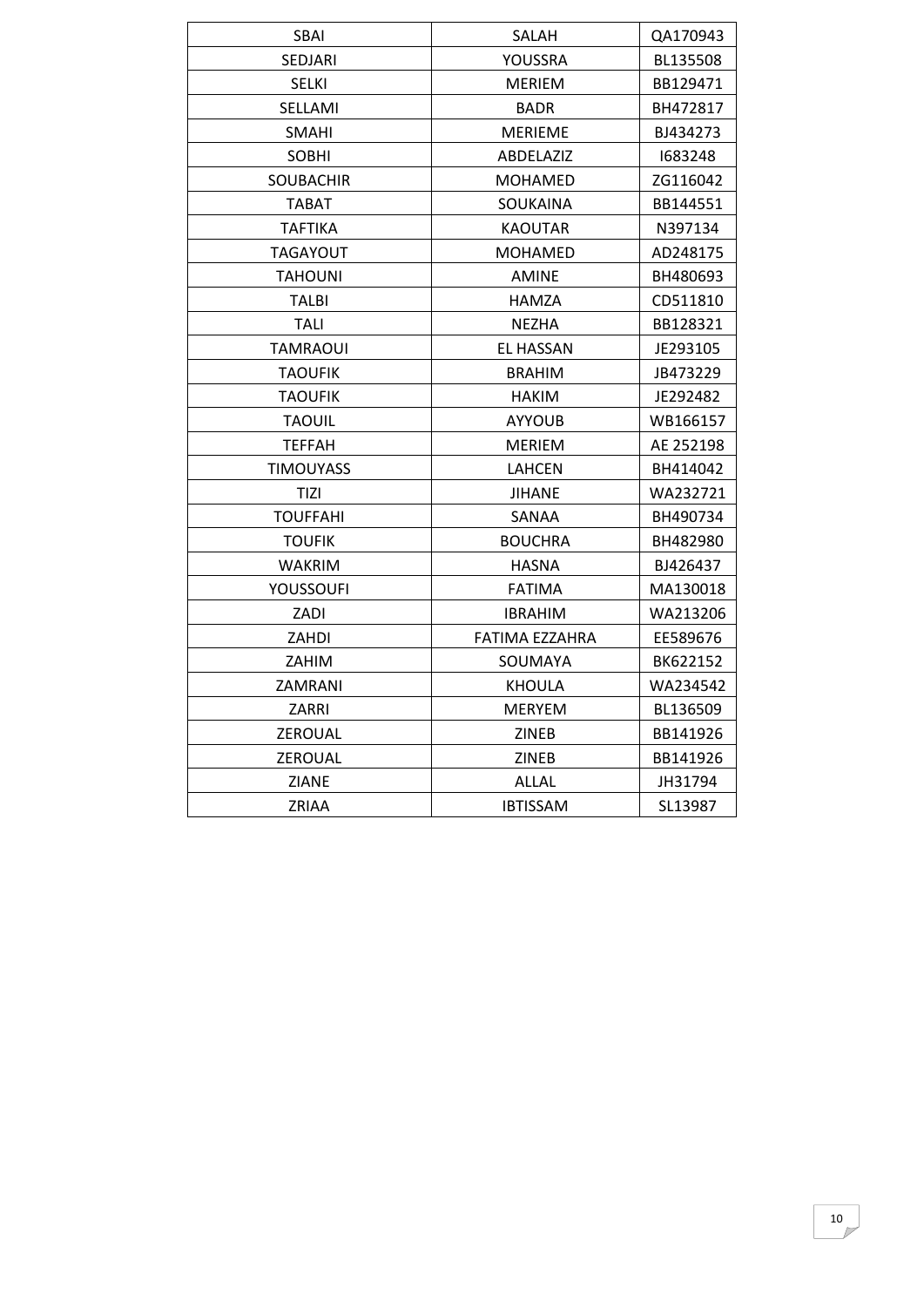| | | |
|---|---|---|
| SBAI | SALAH | QA170943 |
| SEDJARI | YOUSSRA | BL135508 |
| SELKI | MERIEM | BB129471 |
| SELLAMI | BADR | BH472817 |
| SMAHI | MERIEME | BJ434273 |
| SOBHI | ABDELAZIZ | I683248 |
| SOUBACHIR | MOHAMED | ZG116042 |
| TABAT | SOUKAINA | BB144551 |
| TAFTIKA | KAOUTAR | N397134 |
| TAGAYOUT | MOHAMED | AD248175 |
| TAHOUNI | AMINE | BH480693 |
| TALBI | HAMZA | CD511810 |
| TALI | NEZHA | BB128321 |
| TAMRAOUI | EL HASSAN | JE293105 |
| TAOUFIK | BRAHIM | JB473229 |
| TAOUFIK | HAKIM | JE292482 |
| TAOUIL | AYYOUB | WB166157 |
| TEFFAH | MERIEM | AE 252198 |
| TIMOUYASS | LAHCEN | BH414042 |
| TIZI | JIHANE | WA232721 |
| TOUFFAHI | SANAA | BH490734 |
| TOUFIK | BOUCHRA | BH482980 |
| WAKRIM | HASNA | BJ426437 |
| YOUSSOUFI | FATIMA | MA130018 |
| ZADI | IBRAHIM | WA213206 |
| ZAHDI | FATIMA EZZAHRA | EE589676 |
| ZAHIM | SOUMAYA | BK622152 |
| ZAMRANI | KHOULA | WA234542 |
| ZARRI | MERYEM | BL136509 |
| ZEROUAL | ZINEB | BB141926 |
| ZEROUAL | ZINEB | BB141926 |
| ZIANE | ALLAL | JH31794 |
| ZRIAA | IBTISSAM | SL13987 |